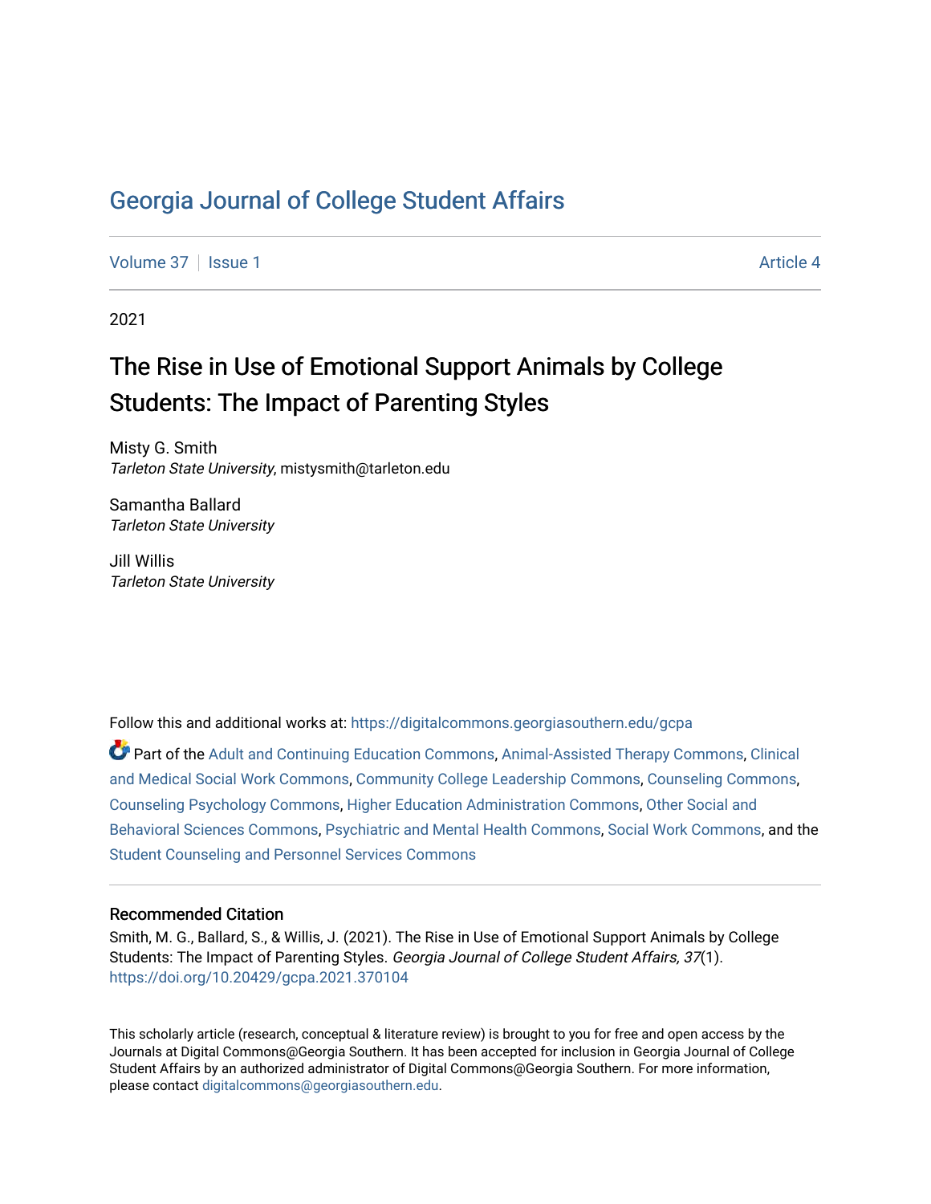# Georgia Journal of College Student Affairs

Volume 37 | Issue 1 | Article 4

2021

## The Rise in Use of Emotional Support Animals by College Students: The Impact of Parenting Styles

Misty G. Smith
*Tarleton State University*, mistysmith@tarleton.edu

Samantha Ballard
*Tarleton State University*

Jill Willis
*Tarleton State University*

Follow this and additional works at: https://digitalcommons.georgiasouthern.edu/gcpa

Part of the Adult and Continuing Education Commons, Animal-Assisted Therapy Commons, Clinical and Medical Social Work Commons, Community College Leadership Commons, Counseling Commons, Counseling Psychology Commons, Higher Education Administration Commons, Other Social and Behavioral Sciences Commons, Psychiatric and Mental Health Commons, Social Work Commons, and the Student Counseling and Personnel Services Commons

### Recommended Citation

Smith, M. G., Ballard, S., & Willis, J. (2021). The Rise in Use of Emotional Support Animals by College Students: The Impact of Parenting Styles. *Georgia Journal of College Student Affairs, 37*(1). https://doi.org/10.20429/gcpa.2021.370104

This scholarly article (research, conceptual & literature review) is brought to you for free and open access by the Journals at Digital Commons@Georgia Southern. It has been accepted for inclusion in Georgia Journal of College Student Affairs by an authorized administrator of Digital Commons@Georgia Southern. For more information, please contact digitalcommons@georgiasouthern.edu.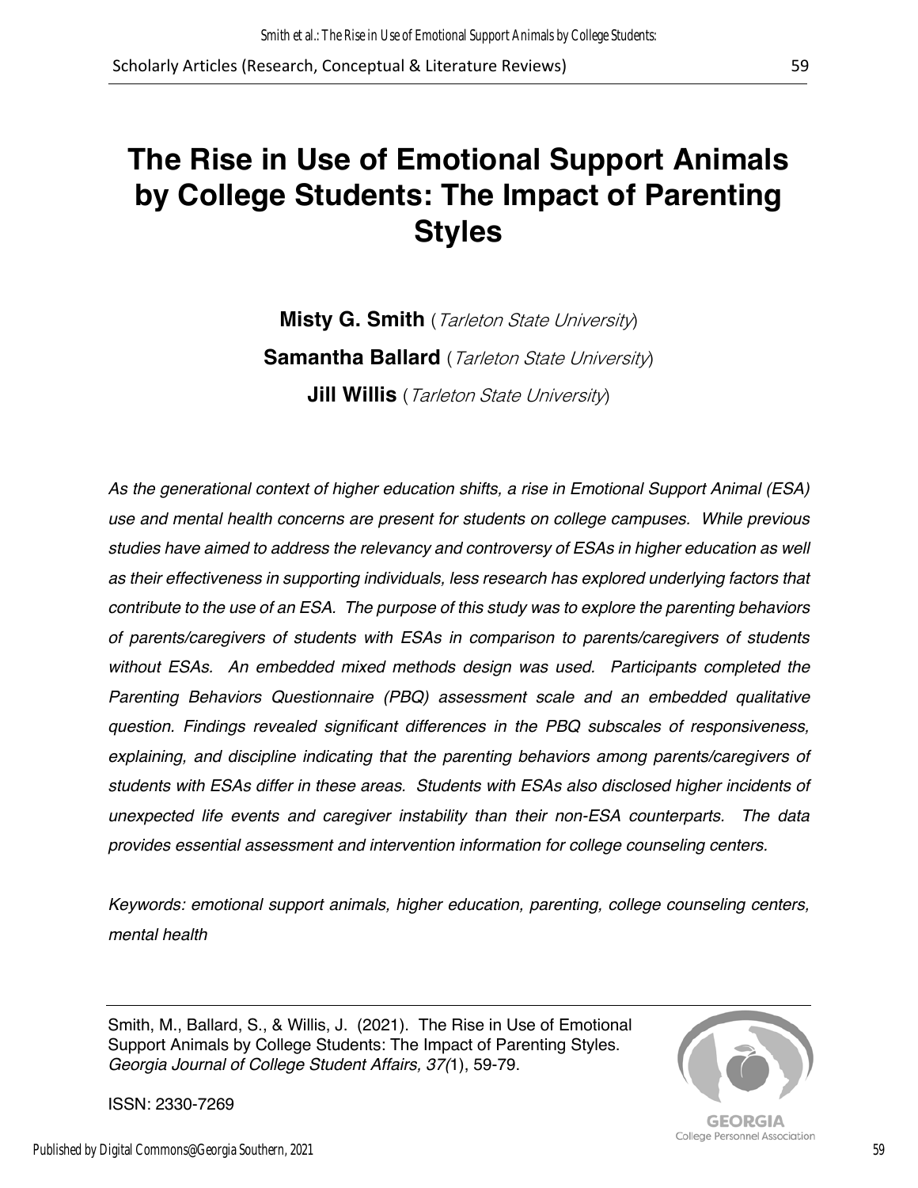# The Rise in Use of Emotional Support Animals by College Students: The Impact of Parenting Styles

**Misty G. Smith** (*Tarleton State University*)

**Samantha Ballard** (*Tarleton State University*)

**Jill Willis** (*Tarleton State University*)

*As the generational context of higher education shifts, a rise in Emotional Support Animal (ESA) use and mental health concerns are present for students on college campuses. While previous studies have aimed to address the relevancy and controversy of ESAs in higher education as well as their effectiveness in supporting individuals, less research has explored underlying factors that contribute to the use of an ESA. The purpose of this study was to explore the parenting behaviors of parents/caregivers of students with ESAs in comparison to parents/caregivers of students without ESAs. An embedded mixed methods design was used. Participants completed the Parenting Behaviors Questionnaire (PBQ) assessment scale and an embedded qualitative question. Findings revealed significant differences in the PBQ subscales of responsiveness, explaining, and discipline indicating that the parenting behaviors among parents/caregivers of students with ESAs differ in these areas. Students with ESAs also disclosed higher incidents of unexpected life events and caregiver instability than their non-ESA counterparts. The data provides essential assessment and intervention information for college counseling centers.*

*Keywords: emotional support animals, higher education, parenting, college counseling centers, mental health*

Smith, M., Ballard, S., & Willis, J. (2021). The Rise in Use of Emotional Support Animals by College Students: The Impact of Parenting Styles. *Georgia Journal of College Student Affairs, 37(*1), 59-79.

ISSN: 2330-7269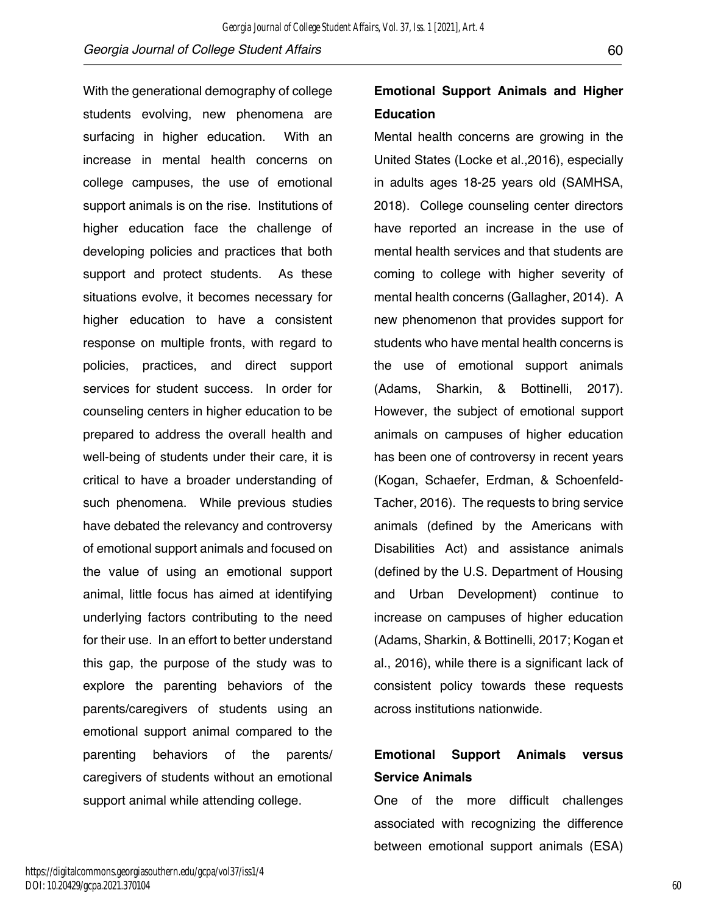With the generational demography of college students evolving, new phenomena are surfacing in higher education. With an increase in mental health concerns on college campuses, the use of emotional support animals is on the rise. Institutions of higher education face the challenge of developing policies and practices that both support and protect students. As these situations evolve, it becomes necessary for higher education to have a consistent response on multiple fronts, with regard to policies, practices, and direct support services for student success. In order for counseling centers in higher education to be prepared to address the overall health and well-being of students under their care, it is critical to have a broader understanding of such phenomena. While previous studies have debated the relevancy and controversy of emotional support animals and focused on the value of using an emotional support animal, little focus has aimed at identifying underlying factors contributing to the need for their use. In an effort to better understand this gap, the purpose of the study was to explore the parenting behaviors of the parents/caregivers of students using an emotional support animal compared to the parenting behaviors of the parents/ caregivers of students without an emotional support animal while attending college.

## Emotional Support Animals and Higher Education

Mental health concerns are growing in the United States (Locke et al.,2016), especially in adults ages 18-25 years old (SAMHSA, 2018). College counseling center directors have reported an increase in the use of mental health services and that students are coming to college with higher severity of mental health concerns (Gallagher, 2014). A new phenomenon that provides support for students who have mental health concerns is the use of emotional support animals (Adams, Sharkin, & Bottinelli, 2017). However, the subject of emotional support animals on campuses of higher education has been one of controversy in recent years (Kogan, Schaefer, Erdman, & Schoenfeld-Tacher, 2016). The requests to bring service animals (defined by the Americans with Disabilities Act) and assistance animals (defined by the U.S. Department of Housing and Urban Development) continue to increase on campuses of higher education (Adams, Sharkin, & Bottinelli, 2017; Kogan et al., 2016), while there is a significant lack of consistent policy towards these requests across institutions nationwide.

## Emotional Support Animals versus Service Animals

One of the more difficult challenges associated with recognizing the difference between emotional support animals (ESA)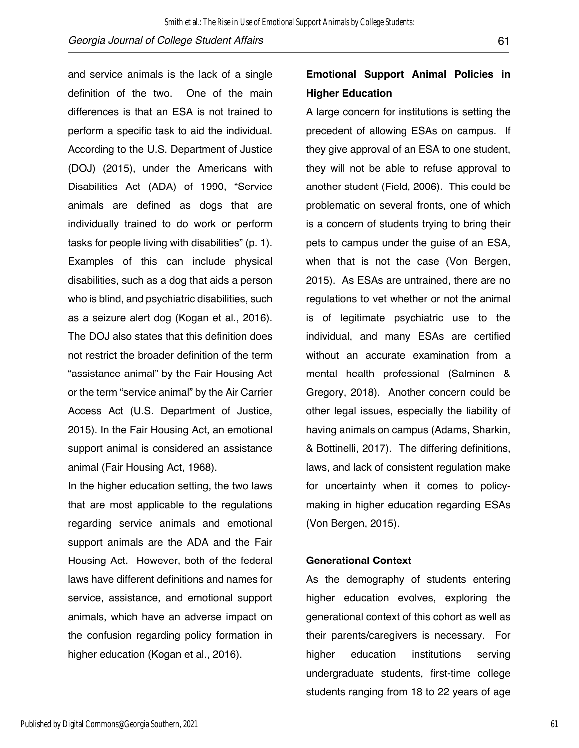and service animals is the lack of a single definition of the two. One of the main differences is that an ESA is not trained to perform a specific task to aid the individual. According to the U.S. Department of Justice (DOJ) (2015), under the Americans with Disabilities Act (ADA) of 1990, "Service animals are defined as dogs that are individually trained to do work or perform tasks for people living with disabilities" (p. 1). Examples of this can include physical disabilities, such as a dog that aids a person who is blind, and psychiatric disabilities, such as a seizure alert dog (Kogan et al., 2016). The DOJ also states that this definition does not restrict the broader definition of the term "assistance animal" by the Fair Housing Act or the term "service animal" by the Air Carrier Access Act (U.S. Department of Justice, 2015). In the Fair Housing Act, an emotional support animal is considered an assistance animal (Fair Housing Act, 1968).

In the higher education setting, the two laws that are most applicable to the regulations regarding service animals and emotional support animals are the ADA and the Fair Housing Act. However, both of the federal laws have different definitions and names for service, assistance, and emotional support animals, which have an adverse impact on the confusion regarding policy formation in higher education (Kogan et al., 2016).

**Emotional Support Animal Policies in Higher Education**

A large concern for institutions is setting the precedent of allowing ESAs on campus. If they give approval of an ESA to one student, they will not be able to refuse approval to another student (Field, 2006). This could be problematic on several fronts, one of which is a concern of students trying to bring their pets to campus under the guise of an ESA, when that is not the case (Von Bergen, 2015). As ESAs are untrained, there are no regulations to vet whether or not the animal is of legitimate psychiatric use to the individual, and many ESAs are certified without an accurate examination from a mental health professional (Salminen & Gregory, 2018). Another concern could be other legal issues, especially the liability of having animals on campus (Adams, Sharkin, & Bottinelli, 2017). The differing definitions, laws, and lack of consistent regulation make for uncertainty when it comes to policy-making in higher education regarding ESAs (Von Bergen, 2015).

**Generational Context**

As the demography of students entering higher education evolves, exploring the generational context of this cohort as well as their parents/caregivers is necessary. For higher education institutions serving undergraduate students, first-time college students ranging from 18 to 22 years of age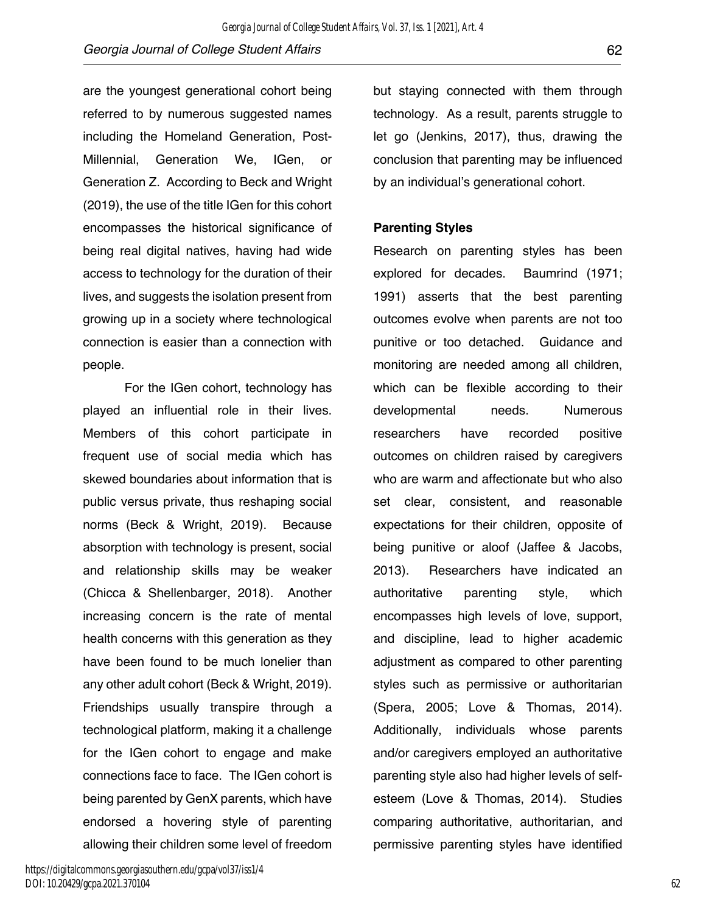are the youngest generational cohort being referred to by numerous suggested names including the Homeland Generation, Post-Millennial, Generation We, IGen, or Generation Z. According to Beck and Wright (2019), the use of the title IGen for this cohort encompasses the historical significance of being real digital natives, having had wide access to technology for the duration of their lives, and suggests the isolation present from growing up in a society where technological connection is easier than a connection with people.

For the IGen cohort, technology has played an influential role in their lives. Members of this cohort participate in frequent use of social media which has skewed boundaries about information that is public versus private, thus reshaping social norms (Beck & Wright, 2019). Because absorption with technology is present, social and relationship skills may be weaker (Chicca & Shellenbarger, 2018). Another increasing concern is the rate of mental health concerns with this generation as they have been found to be much lonelier than any other adult cohort (Beck & Wright, 2019). Friendships usually transpire through a technological platform, making it a challenge for the IGen cohort to engage and make connections face to face. The IGen cohort is being parented by GenX parents, which have endorsed a hovering style of parenting allowing their children some level of freedom but staying connected with them through technology. As a result, parents struggle to let go (Jenkins, 2017), thus, drawing the conclusion that parenting may be influenced by an individual's generational cohort.

**Parenting Styles**

Research on parenting styles has been explored for decades. Baumrind (1971; 1991) asserts that the best parenting outcomes evolve when parents are not too punitive or too detached. Guidance and monitoring are needed among all children, which can be flexible according to their developmental needs. Numerous researchers have recorded positive outcomes on children raised by caregivers who are warm and affectionate but who also set clear, consistent, and reasonable expectations for their children, opposite of being punitive or aloof (Jaffee & Jacobs, 2013). Researchers have indicated an authoritative parenting style, which encompasses high levels of love, support, and discipline, lead to higher academic adjustment as compared to other parenting styles such as permissive or authoritarian (Spera, 2005; Love & Thomas, 2014). Additionally, individuals whose parents and/or caregivers employed an authoritative parenting style also had higher levels of self-esteem (Love & Thomas, 2014). Studies comparing authoritative, authoritarian, and permissive parenting styles have identified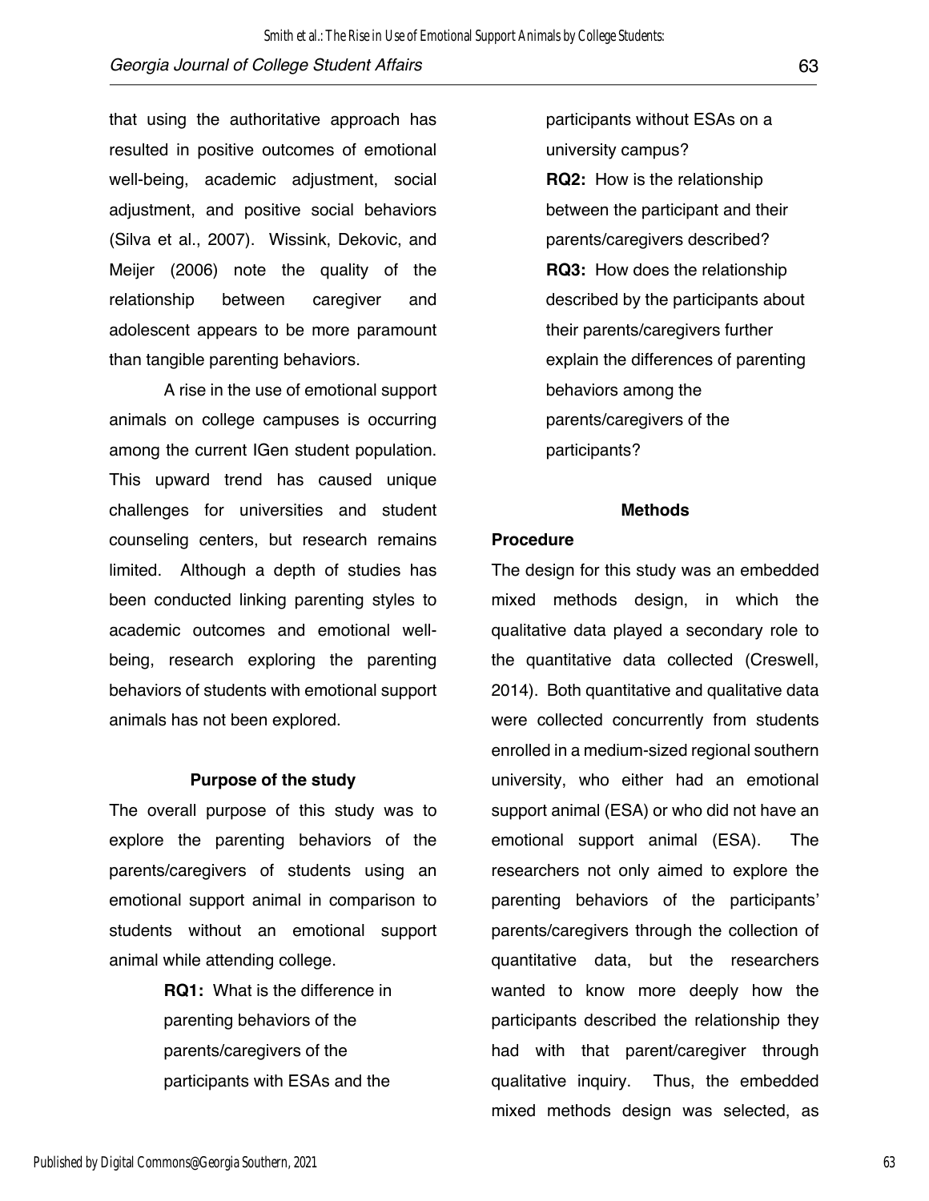that using the authoritative approach has resulted in positive outcomes of emotional well-being, academic adjustment, social adjustment, and positive social behaviors (Silva et al., 2007). Wissink, Dekovic, and Meijer (2006) note the quality of the relationship between caregiver and adolescent appears to be more paramount than tangible parenting behaviors.

A rise in the use of emotional support animals on college campuses is occurring among the current IGen student population. This upward trend has caused unique challenges for universities and student counseling centers, but research remains limited. Although a depth of studies has been conducted linking parenting styles to academic outcomes and emotional well-being, research exploring the parenting behaviors of students with emotional support animals has not been explored.

## Purpose of the study

The overall purpose of this study was to explore the parenting behaviors of the parents/caregivers of students using an emotional support animal in comparison to students without an emotional support animal while attending college.

> **RQ1:** What is the difference in parenting behaviors of the parents/caregivers of the participants with ESAs and the participants without ESAs on a university campus?
>
> **RQ2:** How is the relationship between the participant and their parents/caregivers described?
>
> **RQ3:** How does the relationship described by the participants about their parents/caregivers further explain the differences of parenting behaviors among the parents/caregivers of the participants?

## Methods

### Procedure

The design for this study was an embedded mixed methods design, in which the qualitative data played a secondary role to the quantitative data collected (Creswell, 2014). Both quantitative and qualitative data were collected concurrently from students enrolled in a medium-sized regional southern university, who either had an emotional support animal (ESA) or who did not have an emotional support animal (ESA). The researchers not only aimed to explore the parenting behaviors of the participants' parents/caregivers through the collection of quantitative data, but the researchers wanted to know more deeply how the participants described the relationship they had with that parent/caregiver through qualitative inquiry. Thus, the embedded mixed methods design was selected, as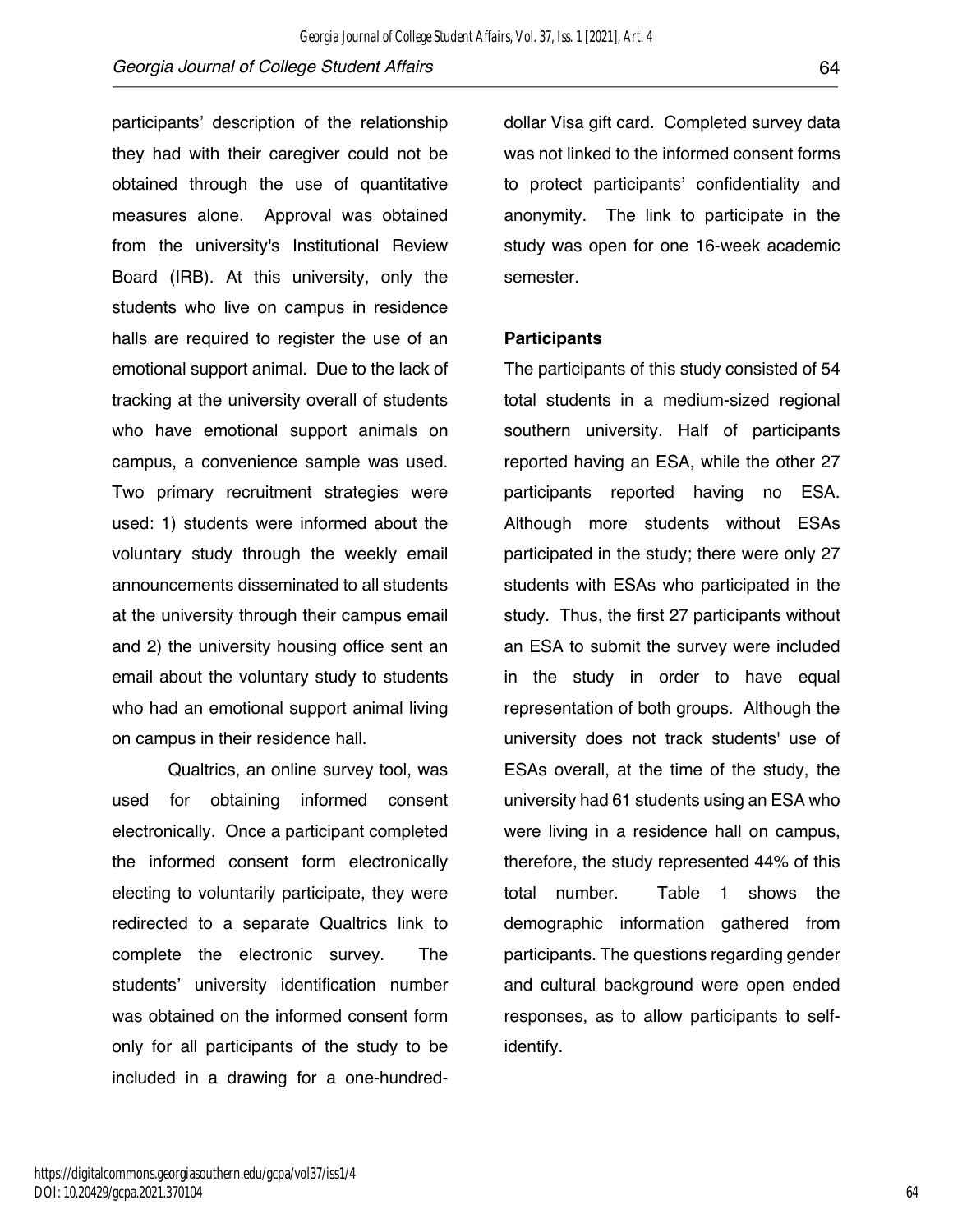participants' description of the relationship they had with their caregiver could not be obtained through the use of quantitative measures alone. Approval was obtained from the university's Institutional Review Board (IRB). At this university, only the students who live on campus in residence halls are required to register the use of an emotional support animal. Due to the lack of tracking at the university overall of students who have emotional support animals on campus, a convenience sample was used. Two primary recruitment strategies were used: 1) students were informed about the voluntary study through the weekly email announcements disseminated to all students at the university through their campus email and 2) the university housing office sent an email about the voluntary study to students who had an emotional support animal living on campus in their residence hall.

Qualtrics, an online survey tool, was used for obtaining informed consent electronically. Once a participant completed the informed consent form electronically electing to voluntarily participate, they were redirected to a separate Qualtrics link to complete the electronic survey. The students' university identification number was obtained on the informed consent form only for all participants of the study to be included in a drawing for a one-hundred-dollar Visa gift card. Completed survey data was not linked to the informed consent forms to protect participants' confidentiality and anonymity. The link to participate in the study was open for one 16-week academic semester.

**Participants**

The participants of this study consisted of 54 total students in a medium-sized regional southern university. Half of participants reported having an ESA, while the other 27 participants reported having no ESA. Although more students without ESAs participated in the study; there were only 27 students with ESAs who participated in the study. Thus, the first 27 participants without an ESA to submit the survey were included in the study in order to have equal representation of both groups. Although the university does not track students' use of ESAs overall, at the time of the study, the university had 61 students using an ESA who were living in a residence hall on campus, therefore, the study represented 44% of this total number. Table 1 shows the demographic information gathered from participants. The questions regarding gender and cultural background were open ended responses, as to allow participants to self-identify.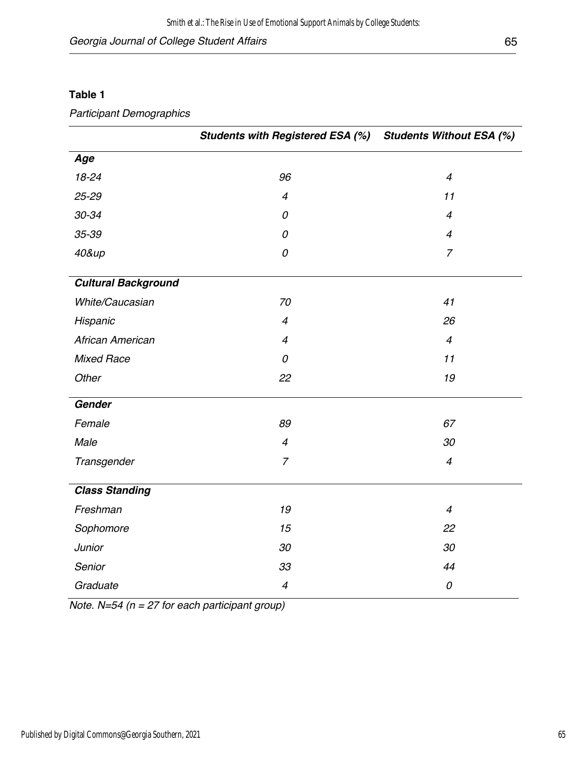**Table 1**

*Participant Demographics*

| | ***Students with Registered ESA (%)*** | ***Students Without ESA (%)*** |
|---|---|---|
| ***Age*** | | |
| *18-24* | *96* | *4* |
| *25-29* | *4* | *11* |
| *30-34* | *0* | *4* |
| *35-39* | *0* | *4* |
| *40&up* | *0* | *7* |
| ***Cultural Background*** | | |
| *White/Caucasian* | *70* | *41* |
| *Hispanic* | *4* | *26* |
| *African American* | *4* | *4* |
| *Mixed Race* | *0* | *11* |
| *Other* | *22* | *19* |
| ***Gender*** | | |
| *Female* | *89* | *67* |
| *Male* | *4* | *30* |
| *Transgender* | *7* | *4* |
| ***Class Standing*** | | |
| *Freshman* | *19* | *4* |
| *Sophomore* | *15* | *22* |
| *Junior* | *30* | *30* |
| *Senior* | *33* | *44* |
| *Graduate* | *4* | *0* |

*Note. N=54 (n = 27 for each participant group)*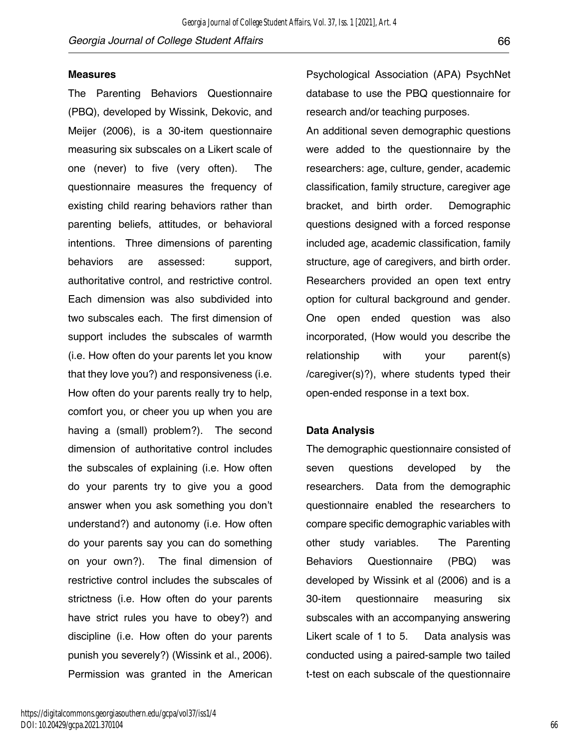### Measures

The Parenting Behaviors Questionnaire (PBQ), developed by Wissink, Dekovic, and Meijer (2006), is a 30-item questionnaire measuring six subscales on a Likert scale of one (never) to five (very often). The questionnaire measures the frequency of existing child rearing behaviors rather than parenting beliefs, attitudes, or behavioral intentions. Three dimensions of parenting behaviors are assessed: support, authoritative control, and restrictive control. Each dimension was also subdivided into two subscales each. The first dimension of support includes the subscales of warmth (i.e. How often do your parents let you know that they love you?) and responsiveness (i.e. How often do your parents really try to help, comfort you, or cheer you up when you are having a (small) problem?). The second dimension of authoritative control includes the subscales of explaining (i.e. How often do your parents try to give you a good answer when you ask something you don't understand?) and autonomy (i.e. How often do your parents say you can do something on your own?). The final dimension of restrictive control includes the subscales of strictness (i.e. How often do your parents have strict rules you have to obey?) and discipline (i.e. How often do your parents punish you severely?) (Wissink et al., 2006). Permission was granted in the American Psychological Association (APA) PsychNet database to use the PBQ questionnaire for research and/or teaching purposes.

An additional seven demographic questions were added to the questionnaire by the researchers: age, culture, gender, academic classification, family structure, caregiver age bracket, and birth order. Demographic questions designed with a forced response included age, academic classification, family structure, age of caregivers, and birth order. Researchers provided an open text entry option for cultural background and gender. One open ended question was also incorporated, (How would you describe the relationship with your parent(s) /caregiver(s)?), where students typed their open-ended response in a text box.

### Data Analysis

The demographic questionnaire consisted of seven questions developed by the researchers. Data from the demographic questionnaire enabled the researchers to compare specific demographic variables with other study variables. The Parenting Behaviors Questionnaire (PBQ) was developed by Wissink et al (2006) and is a 30-item questionnaire measuring six subscales with an accompanying answering Likert scale of 1 to 5. Data analysis was conducted using a paired-sample two tailed t-test on each subscale of the questionnaire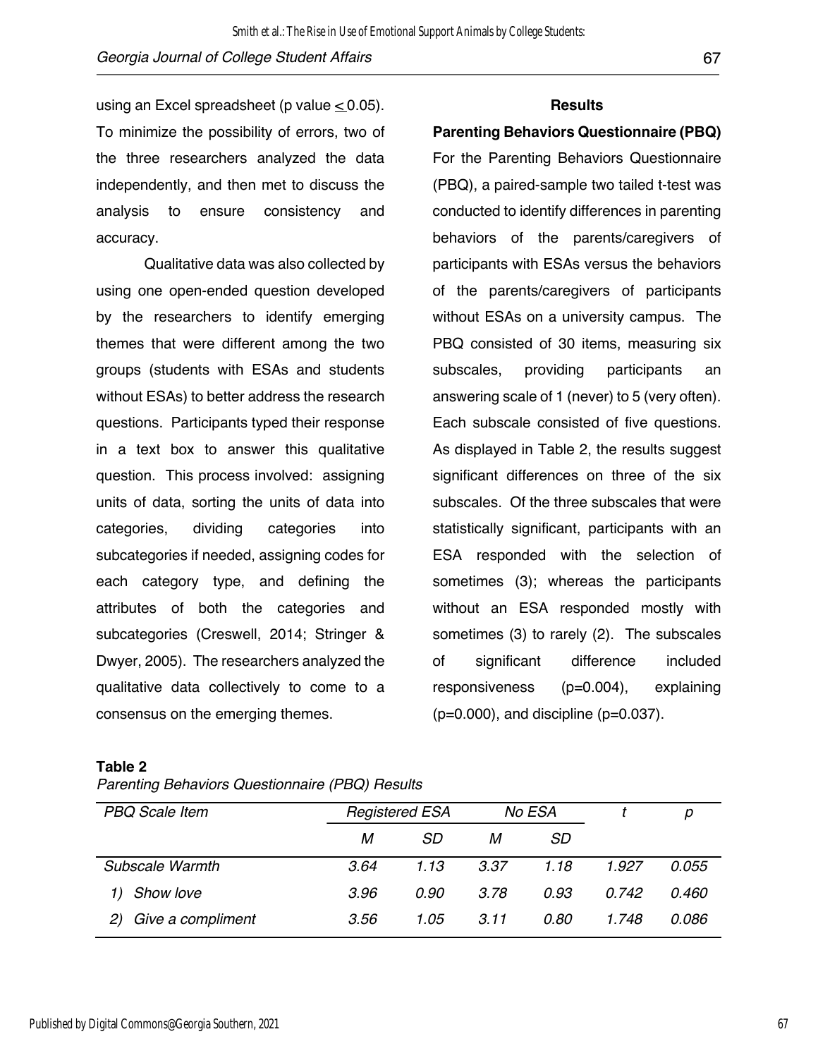using an Excel spreadsheet (p value $\leq$ 0.05). To minimize the possibility of errors, two of the three researchers analyzed the data independently, and then met to discuss the analysis to ensure consistency and accuracy.

Qualitative data was also collected by using one open-ended question developed by the researchers to identify emerging themes that were different among the two groups (students with ESAs and students without ESAs) to better address the research questions. Participants typed their response in a text box to answer this qualitative question. This process involved: assigning units of data, sorting the units of data into categories, dividing categories into subcategories if needed, assigning codes for each category type, and defining the attributes of both the categories and subcategories (Creswell, 2014; Stringer & Dwyer, 2005). The researchers analyzed the qualitative data collectively to come to a consensus on the emerging themes.

## Results

### Parenting Behaviors Questionnaire (PBQ)

For the Parenting Behaviors Questionnaire (PBQ), a paired-sample two tailed t-test was conducted to identify differences in parenting behaviors of the parents/caregivers of participants with ESAs versus the behaviors of the parents/caregivers of participants without ESAs on a university campus. The PBQ consisted of 30 items, measuring six subscales, providing participants an answering scale of 1 (never) to 5 (very often). Each subscale consisted of five questions. As displayed in Table 2, the results suggest significant differences on three of the six subscales. Of the three subscales that were statistically significant, participants with an ESA responded with the selection of sometimes (3); whereas the participants without an ESA responded mostly with sometimes (3) to rarely (2). The subscales of significant difference included responsiveness (p=0.004), explaining (p=0.000), and discipline (p=0.037).

**Table 2**

*Parenting Behaviors Questionnaire (PBQ) Results*

| *PBQ Scale Item* | *Registered ESA* | | *No ESA* | | *t* | *p* |
|---|---|---|---|---|---|---|
| | *M* | *SD* | *M* | *SD* | | |
| *Subscale Warmth* | *3.64* | *1.13* | *3.37* | *1.18* | *1.927* | *0.055* |
| *1) Show love* | *3.96* | *0.90* | *3.78* | *0.93* | *0.742* | *0.460* |
| *2) Give a compliment* | *3.56* | *1.05* | *3.11* | *0.80* | *1.748* | *0.086* |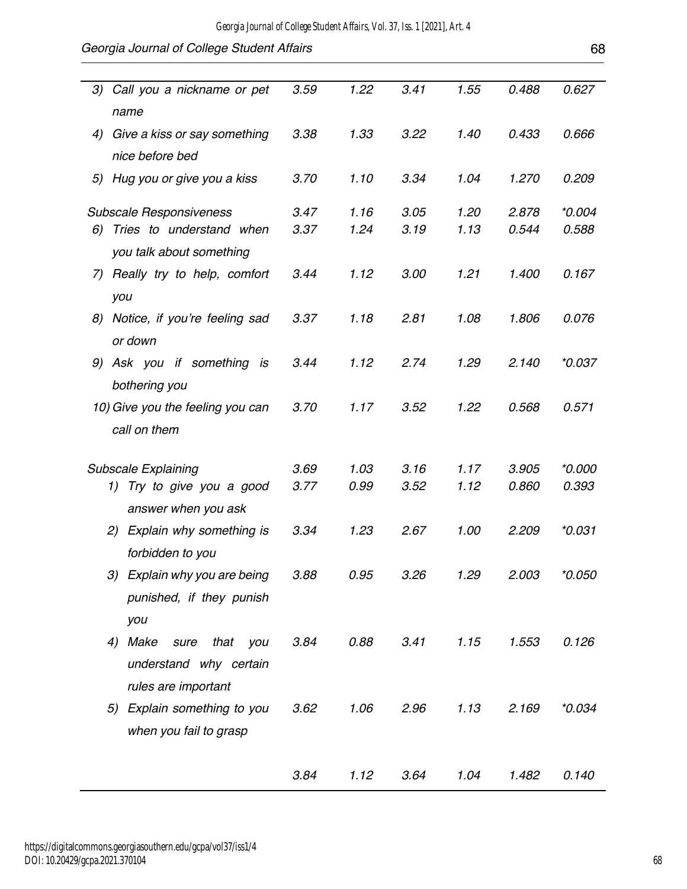| | | | | | | |
|---|---|---|---|---|---|---|
| 3) Call you a nickname or pet name | 3.59 | 1.22 | 3.41 | 1.55 | 0.488 | 0.627 |
| 4) Give a kiss or say something nice before bed | 3.38 | 1.33 | 3.22 | 1.40 | 0.433 | 0.666 |
| 5) Hug you or give you a kiss | 3.70 | 1.10 | 3.34 | 1.04 | 1.270 | 0.209 |
| Subscale Responsiveness | 3.47 | 1.16 | 3.05 | 1.20 | 2.878 | *0.004 |
| 6) Tries to understand when you talk about something | 3.37 | 1.24 | 3.19 | 1.13 | 0.544 | 0.588 |
| 7) Really try to help, comfort you | 3.44 | 1.12 | 3.00 | 1.21 | 1.400 | 0.167 |
| 8) Notice, if you're feeling sad or down | 3.37 | 1.18 | 2.81 | 1.08 | 1.806 | 0.076 |
| 9) Ask you if something is bothering you | 3.44 | 1.12 | 2.74 | 1.29 | 2.140 | *0.037 |
| 10) Give you the feeling you can call on them | 3.70 | 1.17 | 3.52 | 1.22 | 0.568 | 0.571 |
| Subscale Explaining | 3.69 | 1.03 | 3.16 | 1.17 | 3.905 | *0.000 |
| 1) Try to give you a good answer when you ask | 3.77 | 0.99 | 3.52 | 1.12 | 0.860 | 0.393 |
| 2) Explain why something is forbidden to you | 3.34 | 1.23 | 2.67 | 1.00 | 2.209 | *0.031 |
| 3) Explain why you are being punished, if they punish you | 3.88 | 0.95 | 3.26 | 1.29 | 2.003 | *0.050 |
| 4) Make sure that you understand why certain rules are important | 3.84 | 0.88 | 3.41 | 1.15 | 1.553 | 0.126 |
| 5) Explain something to you when you fail to grasp | 3.62 | 1.06 | 2.96 | 1.13 | 2.169 | *0.034 |
| | 3.84 | 1.12 | 3.64 | 1.04 | 1.482 | 0.140 |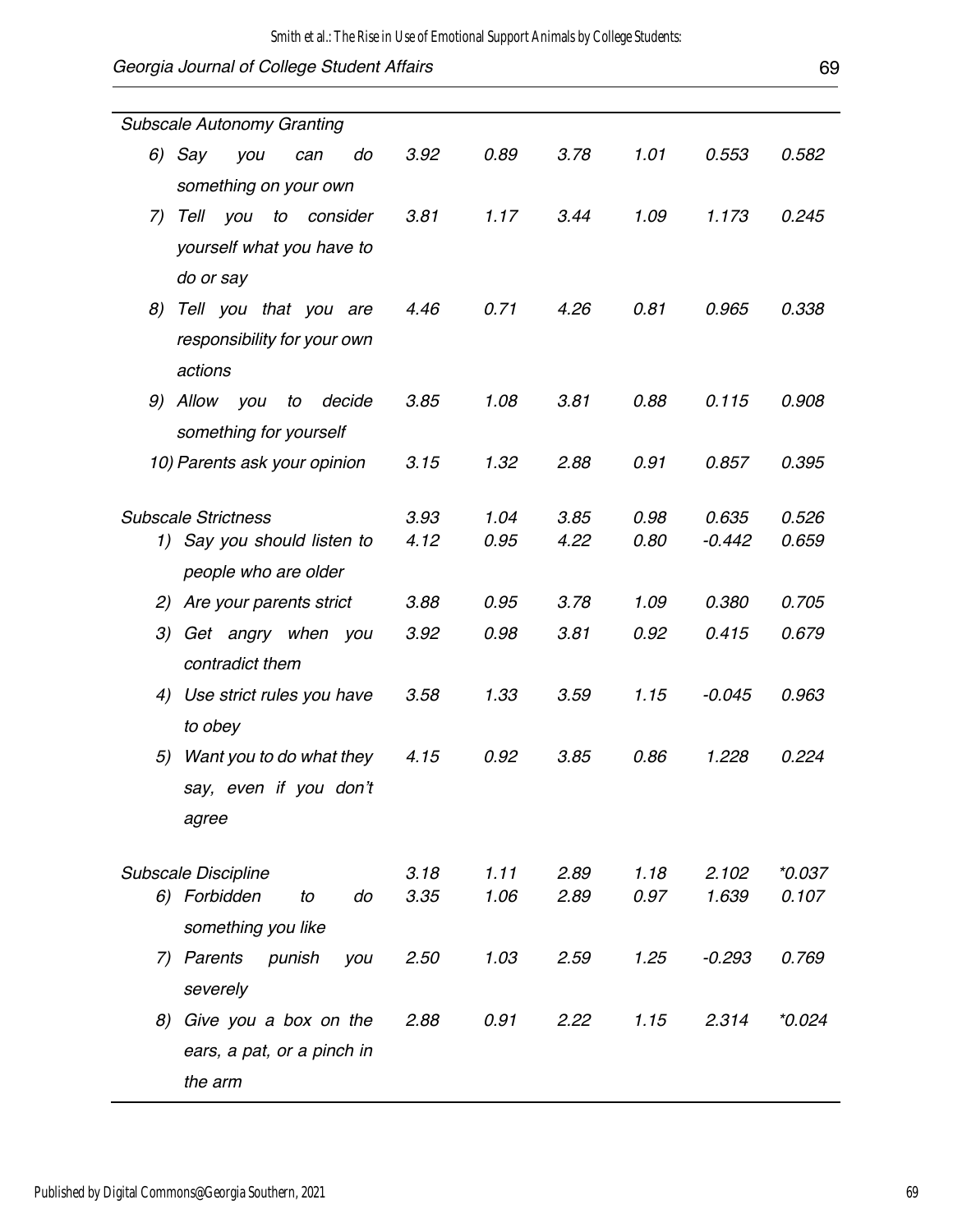| | | | | | | |
|---|---|---|---|---|---|---|
| *Subscale Autonomy Granting* | | | | | | |
| *6) Say you can do something on your own* | *3.92* | *0.89* | *3.78* | *1.01* | *0.553* | *0.582* |
| *7) Tell you to consider yourself what you have to do or say* | *3.81* | *1.17* | *3.44* | *1.09* | *1.173* | *0.245* |
| *8) Tell you that you are responsibility for your own actions* | *4.46* | *0.71* | *4.26* | *0.81* | *0.965* | *0.338* |
| *9) Allow you to decide something for yourself* | *3.85* | *1.08* | *3.81* | *0.88* | *0.115* | *0.908* |
| *10) Parents ask your opinion* | *3.15* | *1.32* | *2.88* | *0.91* | *0.857* | *0.395* |
| *Subscale Strictness* | *3.93* | *1.04* | *3.85* | *0.98* | *0.635* | *0.526* |
| *1) Say you should listen to people who are older* | *4.12* | *0.95* | *4.22* | *0.80* | *-0.442* | *0.659* |
| *2) Are your parents strict* | *3.88* | *0.95* | *3.78* | *1.09* | *0.380* | *0.705* |
| *3) Get angry when you contradict them* | *3.92* | *0.98* | *3.81* | *0.92* | *0.415* | *0.679* |
| *4) Use strict rules you have to obey* | *3.58* | *1.33* | *3.59* | *1.15* | *-0.045* | *0.963* |
| *5) Want you to do what they say, even if you don't agree* | *4.15* | *0.92* | *3.85* | *0.86* | *1.228* | *0.224* |
| *Subscale Discipline* | *3.18* | *1.11* | *2.89* | *1.18* | *2.102* | *\*0.037* |
| *6) Forbidden to do something you like* | *3.35* | *1.06* | *2.89* | *0.97* | *1.639* | *0.107* |
| *7) Parents punish you severely* | *2.50* | *1.03* | *2.59* | *1.25* | *-0.293* | *0.769* |
| *8) Give you a box on the ears, a pat, or a pinch in the arm* | *2.88* | *0.91* | *2.22* | *1.15* | *2.314* | *\*0.024* |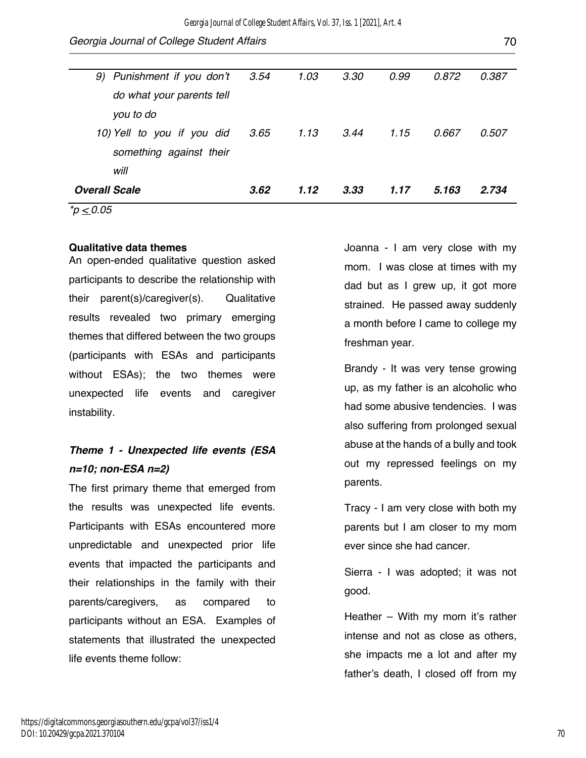| | | | | | | |
|---|---|---|---|---|---|---|
| *9) Punishment if you don't do what your parents tell you to do* | *3.54* | *1.03* | *3.30* | *0.99* | *0.872* | *0.387* |
| *10) Yell to you if you did something against their will* | *3.65* | *1.13* | *3.44* | *1.15* | *0.667* | *0.507* |
| ***Overall Scale*** | ***3.62*** | ***1.12*** | ***3.33*** | ***1.17*** | ***5.163*** | ***2.734*** |

*$^*p \leq 0.05$*

**Qualitative data themes**

An open-ended qualitative question asked participants to describe the relationship with their parent(s)/caregiver(s). Qualitative results revealed two primary emerging themes that differed between the two groups (participants with ESAs and participants without ESAs); the two themes were unexpected life events and caregiver instability.

***Theme 1 - Unexpected life events (ESA n=10; non-ESA n=2)***

The first primary theme that emerged from the results was unexpected life events. Participants with ESAs encountered more unpredictable and unexpected prior life events that impacted the participants and their relationships in the family with their parents/caregivers, as compared to participants without an ESA. Examples of statements that illustrated the unexpected life events theme follow:

Joanna - I am very close with my mom. I was close at times with my dad but as I grew up, it got more strained. He passed away suddenly a month before I came to college my freshman year.

Brandy - It was very tense growing up, as my father is an alcoholic who had some abusive tendencies. I was also suffering from prolonged sexual abuse at the hands of a bully and took out my repressed feelings on my parents.

Tracy - I am very close with both my parents but I am closer to my mom ever since she had cancer.

Sierra - I was adopted; it was not good.

Heather – With my mom it's rather intense and not as close as others, she impacts me a lot and after my father's death, I closed off from my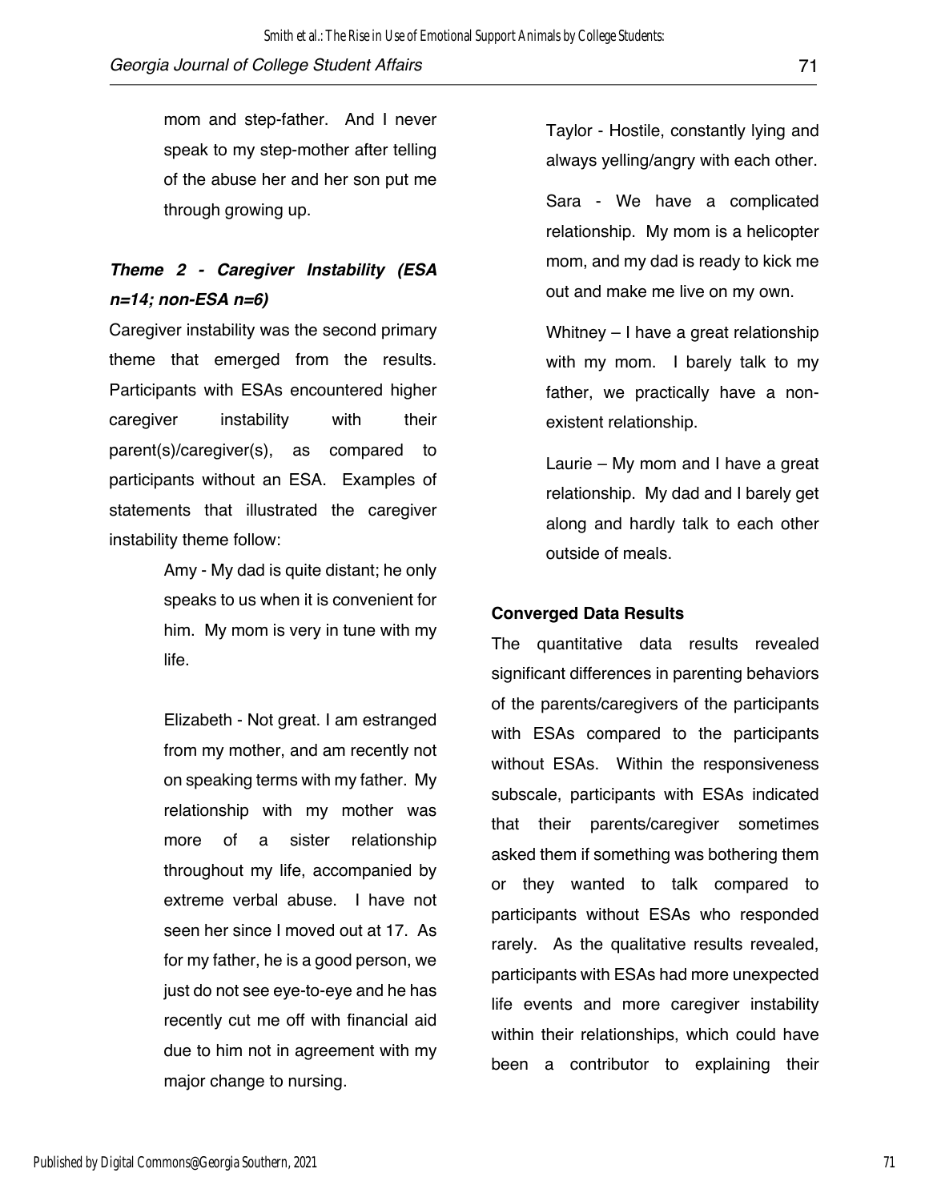mom and step-father. And I never speak to my step-mother after telling of the abuse her and her son put me through growing up.

### *Theme 2 - Caregiver Instability (ESA n=14; non-ESA n=6)*

Caregiver instability was the second primary theme that emerged from the results. Participants with ESAs encountered higher caregiver instability with their parent(s)/caregiver(s), as compared to participants without an ESA. Examples of statements that illustrated the caregiver instability theme follow:

> Amy - My dad is quite distant; he only speaks to us when it is convenient for him. My mom is very in tune with my life.
>
> Elizabeth - Not great. I am estranged from my mother, and am recently not on speaking terms with my father. My relationship with my mother was more of a sister relationship throughout my life, accompanied by extreme verbal abuse. I have not seen her since I moved out at 17. As for my father, he is a good person, we just do not see eye-to-eye and he has recently cut me off with financial aid due to him not in agreement with my major change to nursing.
>
> Taylor - Hostile, constantly lying and always yelling/angry with each other.
>
> Sara - We have a complicated relationship. My mom is a helicopter mom, and my dad is ready to kick me out and make me live on my own.
>
> Whitney – I have a great relationship with my mom. I barely talk to my father, we practically have a non-existent relationship.
>
> Laurie – My mom and I have a great relationship. My dad and I barely get along and hardly talk to each other outside of meals.

### Converged Data Results

The quantitative data results revealed significant differences in parenting behaviors of the parents/caregivers of the participants with ESAs compared to the participants without ESAs. Within the responsiveness subscale, participants with ESAs indicated that their parents/caregiver sometimes asked them if something was bothering them or they wanted to talk compared to participants without ESAs who responded rarely. As the qualitative results revealed, participants with ESAs had more unexpected life events and more caregiver instability within their relationships, which could have been a contributor to explaining their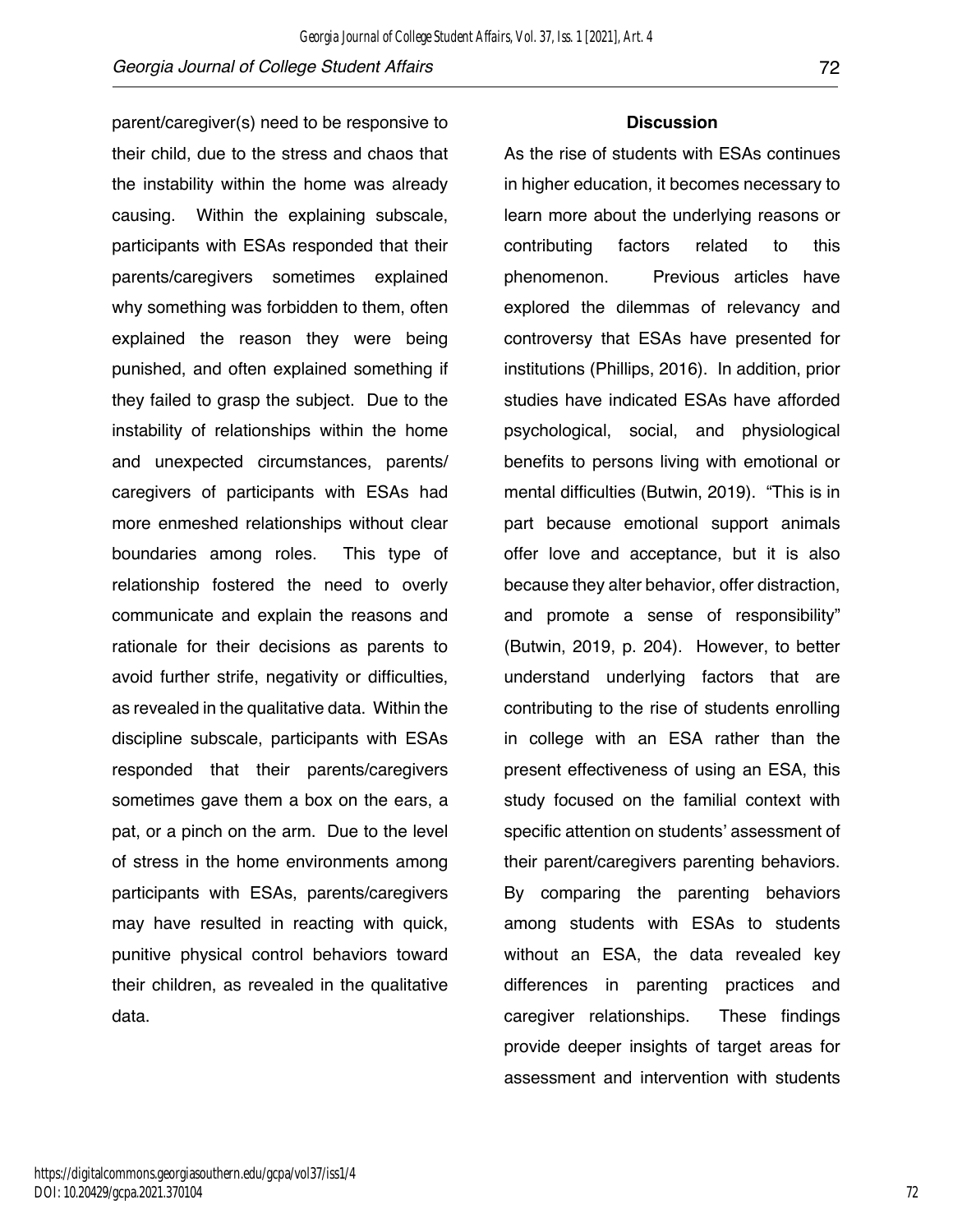parent/caregiver(s) need to be responsive to their child, due to the stress and chaos that the instability within the home was already causing. Within the explaining subscale, participants with ESAs responded that their parents/caregivers sometimes explained why something was forbidden to them, often explained the reason they were being punished, and often explained something if they failed to grasp the subject. Due to the instability of relationships within the home and unexpected circumstances, parents/caregivers of participants with ESAs had more enmeshed relationships without clear boundaries among roles. This type of relationship fostered the need to overly communicate and explain the reasons and rationale for their decisions as parents to avoid further strife, negativity or difficulties, as revealed in the qualitative data. Within the discipline subscale, participants with ESAs responded that their parents/caregivers sometimes gave them a box on the ears, a pat, or a pinch on the arm. Due to the level of stress in the home environments among participants with ESAs, parents/caregivers may have resulted in reacting with quick, punitive physical control behaviors toward their children, as revealed in the qualitative data.

## Discussion

As the rise of students with ESAs continues in higher education, it becomes necessary to learn more about the underlying reasons or contributing factors related to this phenomenon. Previous articles have explored the dilemmas of relevancy and controversy that ESAs have presented for institutions (Phillips, 2016). In addition, prior studies have indicated ESAs have afforded psychological, social, and physiological benefits to persons living with emotional or mental difficulties (Butwin, 2019). "This is in part because emotional support animals offer love and acceptance, but it is also because they alter behavior, offer distraction, and promote a sense of responsibility" (Butwin, 2019, p. 204). However, to better understand underlying factors that are contributing to the rise of students enrolling in college with an ESA rather than the present effectiveness of using an ESA, this study focused on the familial context with specific attention on students' assessment of their parent/caregivers parenting behaviors. By comparing the parenting behaviors among students with ESAs to students without an ESA, the data revealed key differences in parenting practices and caregiver relationships. These findings provide deeper insights of target areas for assessment and intervention with students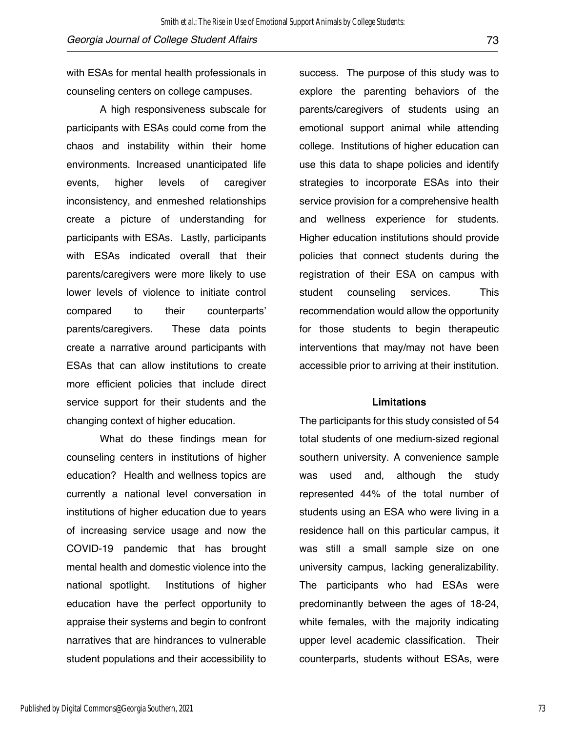with ESAs for mental health professionals in counseling centers on college campuses.

A high responsiveness subscale for participants with ESAs could come from the chaos and instability within their home environments. Increased unanticipated life events, higher levels of caregiver inconsistency, and enmeshed relationships create a picture of understanding for participants with ESAs. Lastly, participants with ESAs indicated overall that their parents/caregivers were more likely to use lower levels of violence to initiate control compared to their counterparts' parents/caregivers. These data points create a narrative around participants with ESAs that can allow institutions to create more efficient policies that include direct service support for their students and the changing context of higher education.

What do these findings mean for counseling centers in institutions of higher education? Health and wellness topics are currently a national level conversation in institutions of higher education due to years of increasing service usage and now the COVID-19 pandemic that has brought mental health and domestic violence into the national spotlight. Institutions of higher education have the perfect opportunity to appraise their systems and begin to confront narratives that are hindrances to vulnerable student populations and their accessibility to success. The purpose of this study was to explore the parenting behaviors of the parents/caregivers of students using an emotional support animal while attending college. Institutions of higher education can use this data to shape policies and identify strategies to incorporate ESAs into their service provision for a comprehensive health and wellness experience for students. Higher education institutions should provide policies that connect students during the registration of their ESA on campus with student counseling services. This recommendation would allow the opportunity for those students to begin therapeutic interventions that may/may not have been accessible prior to arriving at their institution.

## Limitations

The participants for this study consisted of 54 total students of one medium-sized regional southern university. A convenience sample was used and, although the study represented 44% of the total number of students using an ESA who were living in a residence hall on this particular campus, it was still a small sample size on one university campus, lacking generalizability. The participants who had ESAs were predominantly between the ages of 18-24, white females, with the majority indicating upper level academic classification. Their counterparts, students without ESAs, were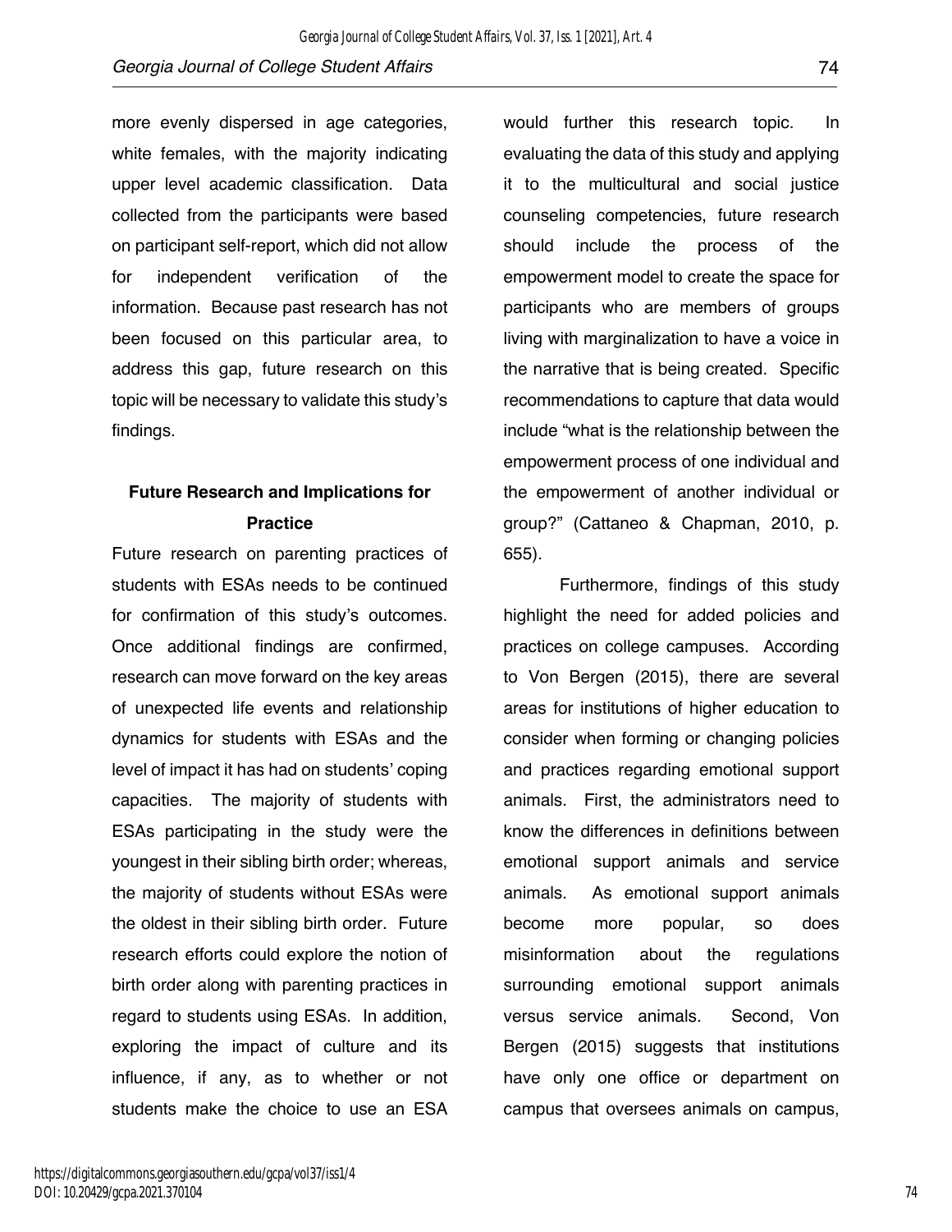more evenly dispersed in age categories, white females, with the majority indicating upper level academic classification. Data collected from the participants were based on participant self-report, which did not allow for independent verification of the information. Because past research has not been focused on this particular area, to address this gap, future research on this topic will be necessary to validate this study's findings.

## Future Research and Implications for Practice

Future research on parenting practices of students with ESAs needs to be continued for confirmation of this study's outcomes. Once additional findings are confirmed, research can move forward on the key areas of unexpected life events and relationship dynamics for students with ESAs and the level of impact it has had on students' coping capacities. The majority of students with ESAs participating in the study were the youngest in their sibling birth order; whereas, the majority of students without ESAs were the oldest in their sibling birth order. Future research efforts could explore the notion of birth order along with parenting practices in regard to students using ESAs. In addition, exploring the impact of culture and its influence, if any, as to whether or not students make the choice to use an ESA would further this research topic. In evaluating the data of this study and applying it to the multicultural and social justice counseling competencies, future research should include the process of the empowerment model to create the space for participants who are members of groups living with marginalization to have a voice in the narrative that is being created. Specific recommendations to capture that data would include "what is the relationship between the empowerment process of one individual and the empowerment of another individual or group?" (Cattaneo & Chapman, 2010, p. 655).

Furthermore, findings of this study highlight the need for added policies and practices on college campuses. According to Von Bergen (2015), there are several areas for institutions of higher education to consider when forming or changing policies and practices regarding emotional support animals. First, the administrators need to know the differences in definitions between emotional support animals and service animals. As emotional support animals become more popular, so does misinformation about the regulations surrounding emotional support animals versus service animals. Second, Von Bergen (2015) suggests that institutions have only one office or department on campus that oversees animals on campus,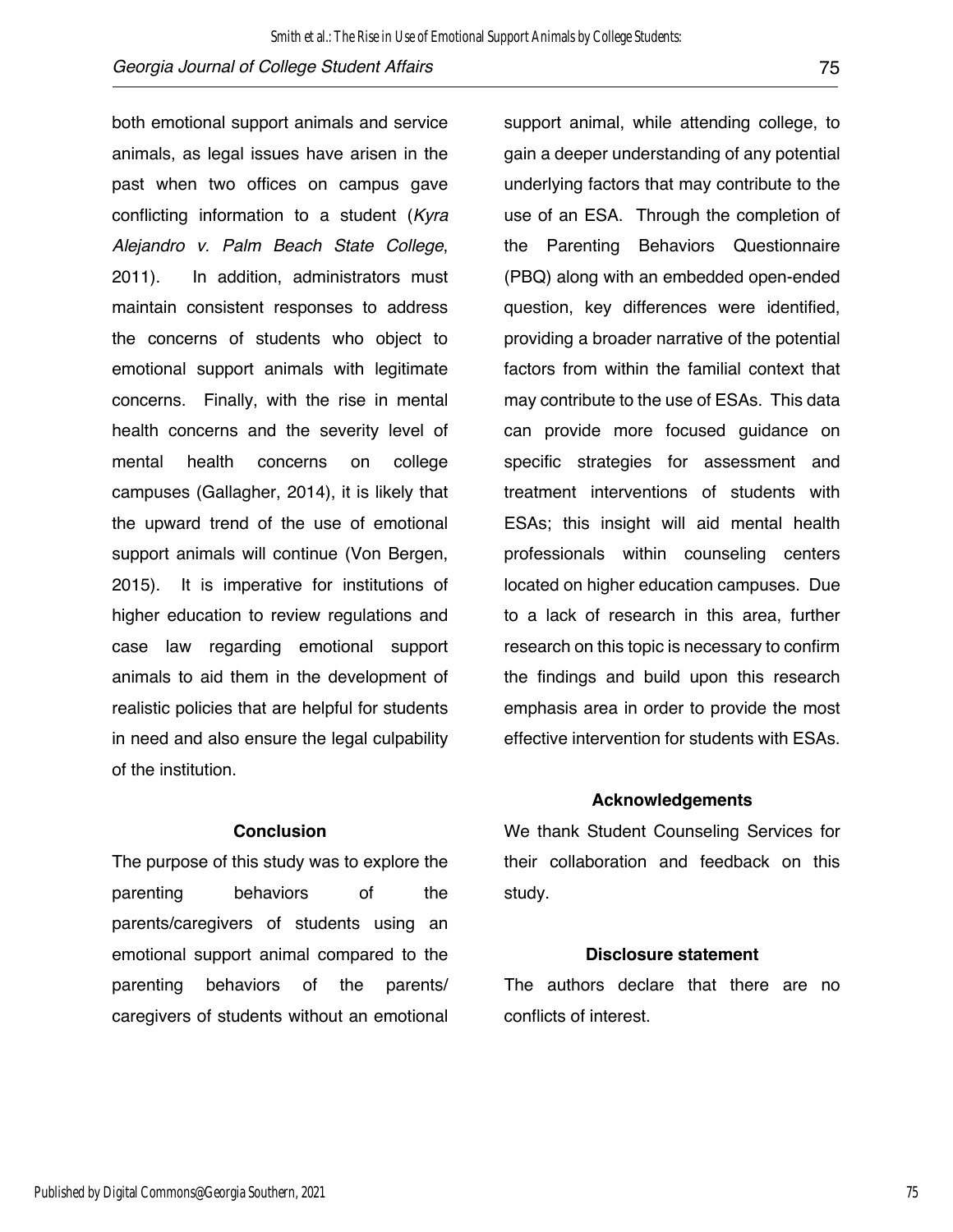both emotional support animals and service animals, as legal issues have arisen in the past when two offices on campus gave conflicting information to a student (*Kyra Alejandro v. Palm Beach State College*, 2011). In addition, administrators must maintain consistent responses to address the concerns of students who object to emotional support animals with legitimate concerns. Finally, with the rise in mental health concerns and the severity level of mental health concerns on college campuses (Gallagher, 2014), it is likely that the upward trend of the use of emotional support animals will continue (Von Bergen, 2015). It is imperative for institutions of higher education to review regulations and case law regarding emotional support animals to aid them in the development of realistic policies that are helpful for students in need and also ensure the legal culpability of the institution.

## Conclusion

The purpose of this study was to explore the parenting behaviors of the parents/caregivers of students using an emotional support animal compared to the parenting behaviors of the parents/ caregivers of students without an emotional support animal, while attending college, to gain a deeper understanding of any potential underlying factors that may contribute to the use of an ESA. Through the completion of the Parenting Behaviors Questionnaire (PBQ) along with an embedded open-ended question, key differences were identified, providing a broader narrative of the potential factors from within the familial context that may contribute to the use of ESAs. This data can provide more focused guidance on specific strategies for assessment and treatment interventions of students with ESAs; this insight will aid mental health professionals within counseling centers located on higher education campuses. Due to a lack of research in this area, further research on this topic is necessary to confirm the findings and build upon this research emphasis area in order to provide the most effective intervention for students with ESAs.

## Acknowledgements

We thank Student Counseling Services for their collaboration and feedback on this study.

## Disclosure statement

The authors declare that there are no conflicts of interest.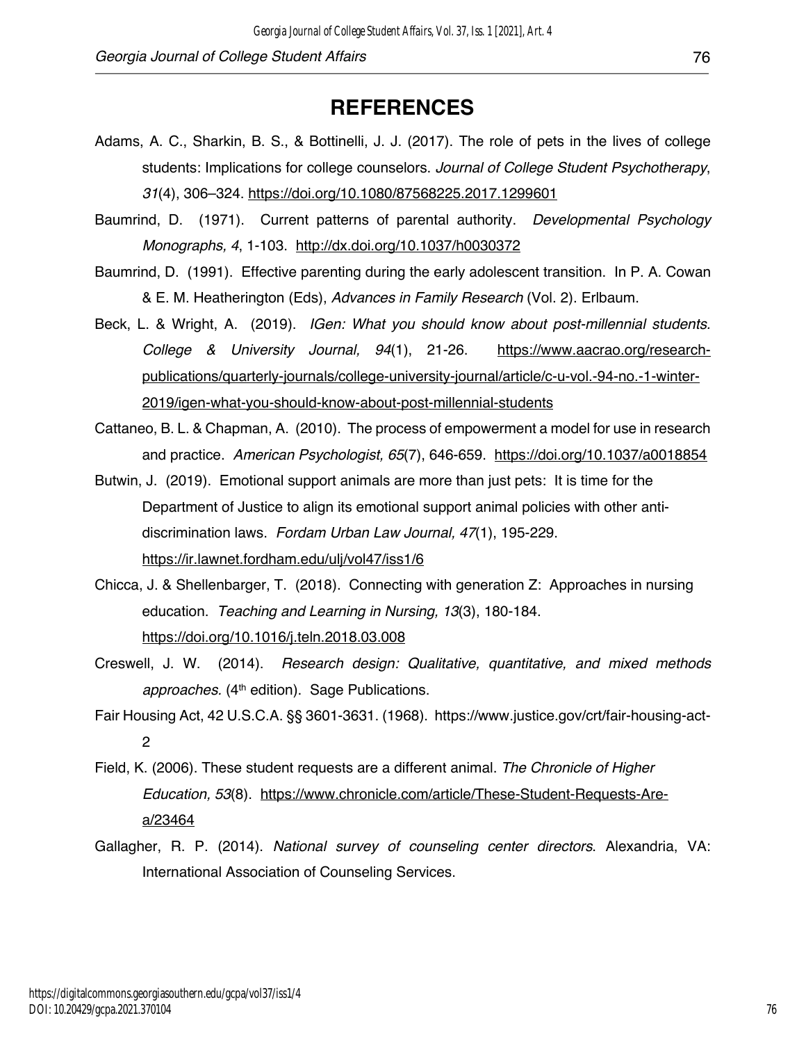# REFERENCES

Adams, A. C., Sharkin, B. S., & Bottinelli, J. J. (2017). The role of pets in the lives of college students: Implications for college counselors. *Journal of College Student Psychotherapy*, *31*(4), 306–324. https://doi.org/10.1080/87568225.2017.1299601

Baumrind, D. (1971). Current patterns of parental authority. *Developmental Psychology Monographs, 4*, 1-103. http://dx.doi.org/10.1037/h0030372

Baumrind, D. (1991). Effective parenting during the early adolescent transition. In P. A. Cowan & E. M. Heatherington (Eds), *Advances in Family Research* (Vol. 2). Erlbaum.

Beck, L. & Wright, A. (2019). *IGen: What you should know about post-millennial students. College & University Journal, 94*(1), 21-26. https://www.aacrao.org/research-publications/quarterly-journals/college-university-journal/article/c-u-vol.-94-no.-1-winter-2019/igen-what-you-should-know-about-post-millennial-students

Cattaneo, B. L. & Chapman, A. (2010). The process of empowerment a model for use in research and practice. *American Psychologist, 65*(7), 646-659. https://doi.org/10.1037/a0018854

Butwin, J. (2019). Emotional support animals are more than just pets: It is time for the Department of Justice to align its emotional support animal policies with other anti-discrimination laws. *Fordam Urban Law Journal, 47*(1), 195-229. https://ir.lawnet.fordham.edu/ulj/vol47/iss1/6

Chicca, J. & Shellenbarger, T. (2018). Connecting with generation Z: Approaches in nursing education. *Teaching and Learning in Nursing, 13*(3), 180-184. https://doi.org/10.1016/j.teln.2018.03.008

Creswell, J. W. (2014). *Research design: Qualitative, quantitative, and mixed methods approaches.* (4th edition). Sage Publications.

Fair Housing Act, 42 U.S.C.A. §§ 3601-3631. (1968). https://www.justice.gov/crt/fair-housing-act-2

Field, K. (2006). These student requests are a different animal. *The Chronicle of Higher Education, 53*(8). https://www.chronicle.com/article/These-Student-Requests-Are-a/23464

Gallagher, R. P. (2014). *National survey of counseling center directors*. Alexandria, VA: International Association of Counseling Services.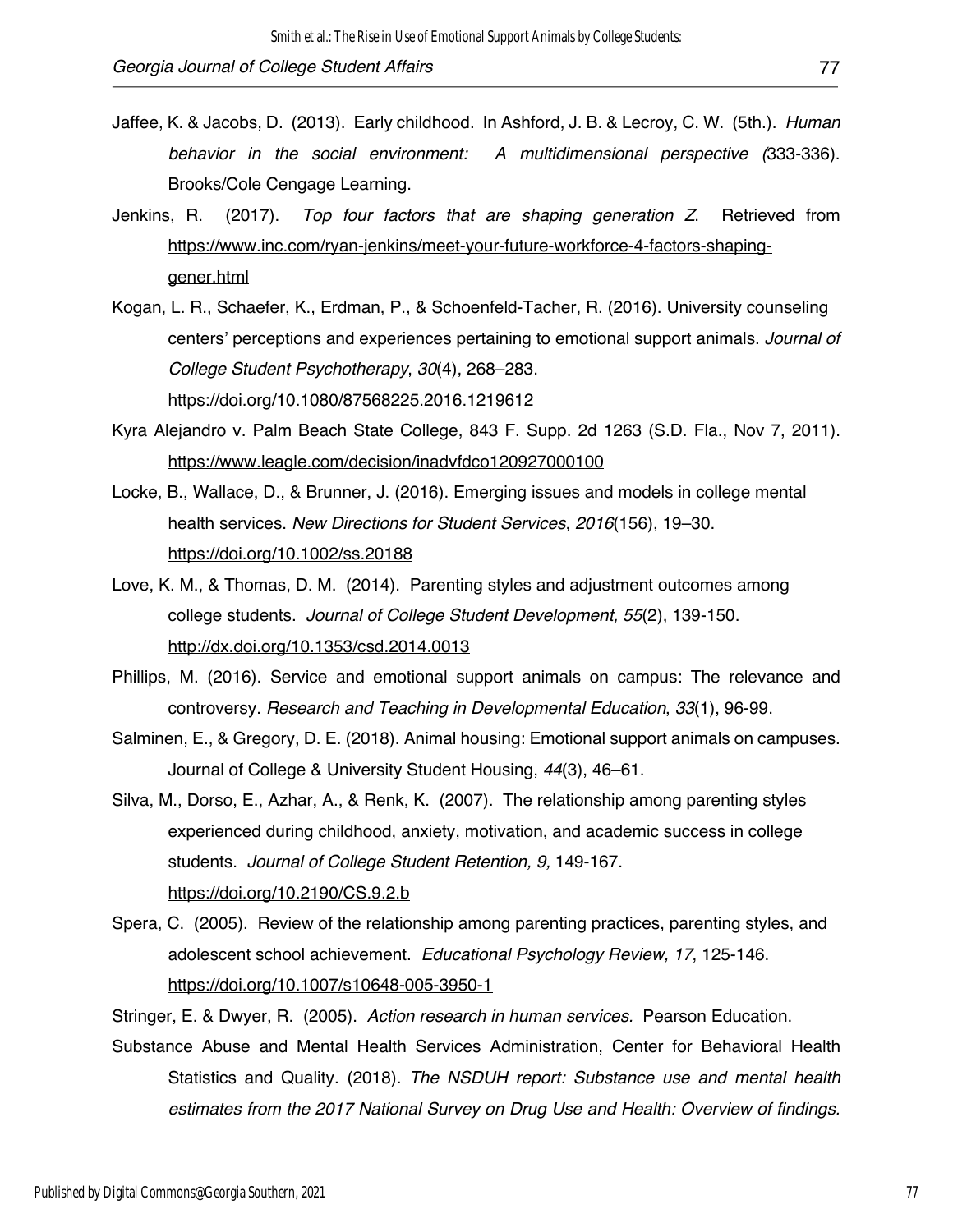Jaffee, K. & Jacobs, D. (2013). Early childhood. In Ashford, J. B. & Lecroy, C. W. (5th.). *Human behavior in the social environment: A multidimensional perspective (*333-336). Brooks/Cole Cengage Learning.

Jenkins, R. (2017). *Top four factors that are shaping generation Z*. Retrieved from https://www.inc.com/ryan-jenkins/meet-your-future-workforce-4-factors-shaping-gener.html

Kogan, L. R., Schaefer, K., Erdman, P., & Schoenfeld-Tacher, R. (2016). University counseling centers' perceptions and experiences pertaining to emotional support animals. *Journal of College Student Psychotherapy*, *30*(4), 268–283. https://doi.org/10.1080/87568225.2016.1219612

Kyra Alejandro v. Palm Beach State College, 843 F. Supp. 2d 1263 (S.D. Fla., Nov 7, 2011). https://www.leagle.com/decision/inadvfdco120927000100

Locke, B., Wallace, D., & Brunner, J. (2016). Emerging issues and models in college mental health services. *New Directions for Student Services*, *2016*(156), 19–30. https://doi.org/10.1002/ss.20188

Love, K. M., & Thomas, D. M. (2014). Parenting styles and adjustment outcomes among college students. *Journal of College Student Development, 55*(2), 139-150. http://dx.doi.org/10.1353/csd.2014.0013

Phillips, M. (2016). Service and emotional support animals on campus: The relevance and controversy. *Research and Teaching in Developmental Education*, *33*(1), 96-99.

Salminen, E., & Gregory, D. E. (2018). Animal housing: Emotional support animals on campuses. Journal of College & University Student Housing, *44*(3), 46–61.

Silva, M., Dorso, E., Azhar, A., & Renk, K. (2007). The relationship among parenting styles experienced during childhood, anxiety, motivation, and academic success in college students. *Journal of College Student Retention, 9,* 149-167. https://doi.org/10.2190/CS.9.2.b

Spera, C. (2005). Review of the relationship among parenting practices, parenting styles, and adolescent school achievement. *Educational Psychology Review, 17*, 125-146. https://doi.org/10.1007/s10648-005-3950-1

Stringer, E. & Dwyer, R. (2005). *Action research in human services*. Pearson Education.

Substance Abuse and Mental Health Services Administration, Center for Behavioral Health Statistics and Quality. (2018). *The NSDUH report: Substance use and mental health estimates from the 2017 National Survey on Drug Use and Health: Overview of findings.*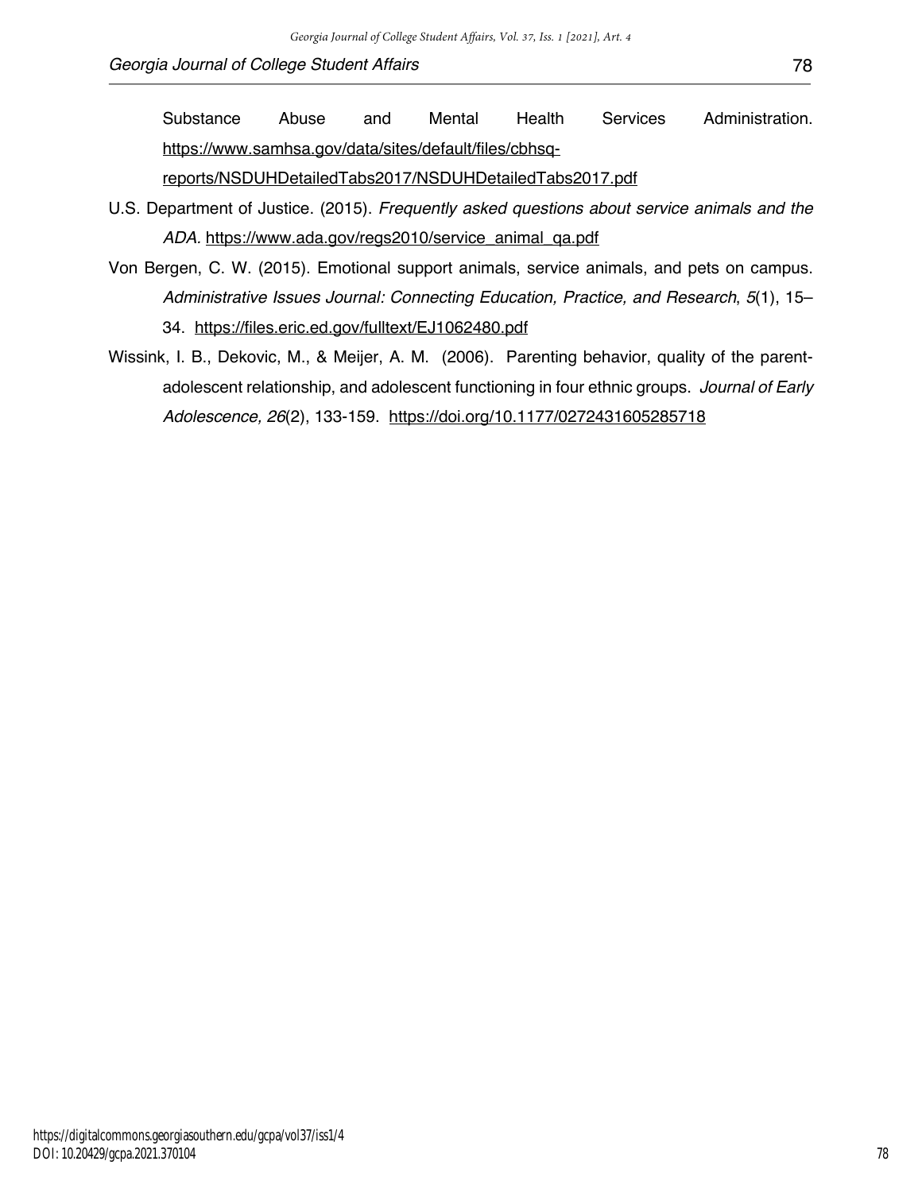Substance Abuse and Mental Health Services Administration. https://www.samhsa.gov/data/sites/default/files/cbhsq-reports/NSDUHDetailedTabs2017/NSDUHDetailedTabs2017.pdf

U.S. Department of Justice. (2015). *Frequently asked questions about service animals and the ADA.* https://www.ada.gov/regs2010/service_animal_qa.pdf

Von Bergen, C. W. (2015). Emotional support animals, service animals, and pets on campus. *Administrative Issues Journal: Connecting Education, Practice, and Research*, *5*(1), 15–34. https://files.eric.ed.gov/fulltext/EJ1062480.pdf

Wissink, I. B., Dekovic, M., & Meijer, A. M. (2006). Parenting behavior, quality of the parent-adolescent relationship, and adolescent functioning in four ethnic groups. *Journal of Early Adolescence, 26*(2), 133-159. https://doi.org/10.1177/0272431605285718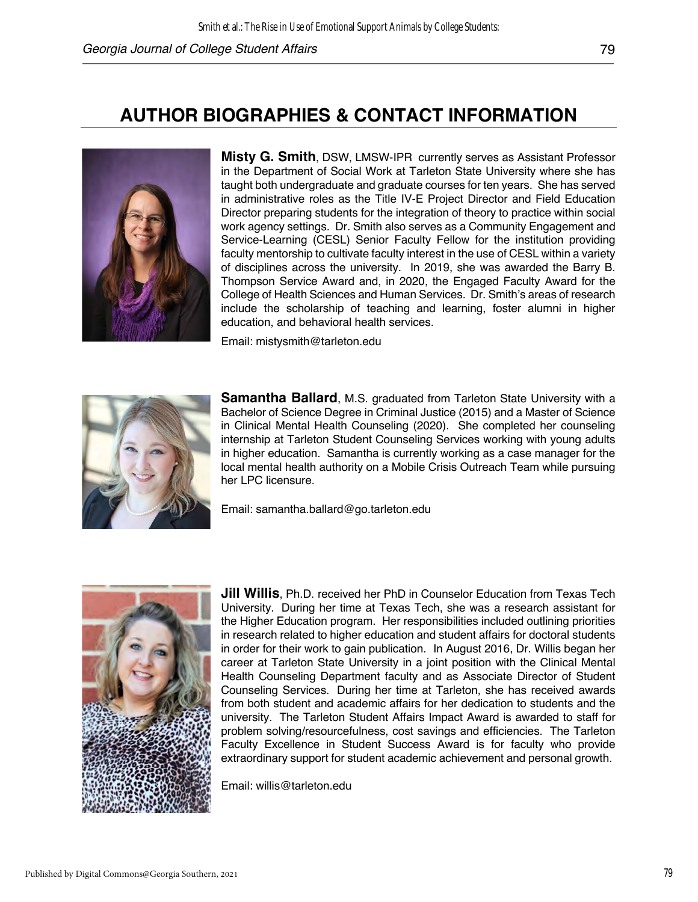# AUTHOR BIOGRAPHIES & CONTACT INFORMATION

**Misty G. Smith**, DSW, LMSW-IPR currently serves as Assistant Professor in the Department of Social Work at Tarleton State University where she has taught both undergraduate and graduate courses for ten years. She has served in administrative roles as the Title IV-E Project Director and Field Education Director preparing students for the integration of theory to practice within social work agency settings. Dr. Smith also serves as a Community Engagement and Service-Learning (CESL) Senior Faculty Fellow for the institution providing faculty mentorship to cultivate faculty interest in the use of CESL within a variety of disciplines across the university. In 2019, she was awarded the Barry B. Thompson Service Award and, in 2020, the Engaged Faculty Award for the College of Health Sciences and Human Services. Dr. Smith's areas of research include the scholarship of teaching and learning, foster alumni in higher education, and behavioral health services.

Email: mistysmith@tarleton.edu

**Samantha Ballard**, M.S. graduated from Tarleton State University with a Bachelor of Science Degree in Criminal Justice (2015) and a Master of Science in Clinical Mental Health Counseling (2020). She completed her counseling internship at Tarleton Student Counseling Services working with young adults in higher education. Samantha is currently working as a case manager for the local mental health authority on a Mobile Crisis Outreach Team while pursuing her LPC licensure.

Email: samantha.ballard@go.tarleton.edu

**Jill Willis**, Ph.D. received her PhD in Counselor Education from Texas Tech University. During her time at Texas Tech, she was a research assistant for the Higher Education program. Her responsibilities included outlining priorities in research related to higher education and student affairs for doctoral students in order for their work to gain publication. In August 2016, Dr. Willis began her career at Tarleton State University in a joint position with the Clinical Mental Health Counseling Department faculty and as Associate Director of Student Counseling Services. During her time at Tarleton, she has received awards from both student and academic affairs for her dedication to students and the university. The Tarleton Student Affairs Impact Award is awarded to staff for problem solving/resourcefulness, cost savings and efficiencies. The Tarleton Faculty Excellence in Student Success Award is for faculty who provide extraordinary support for student academic achievement and personal growth.

Email: willis@tarleton.edu